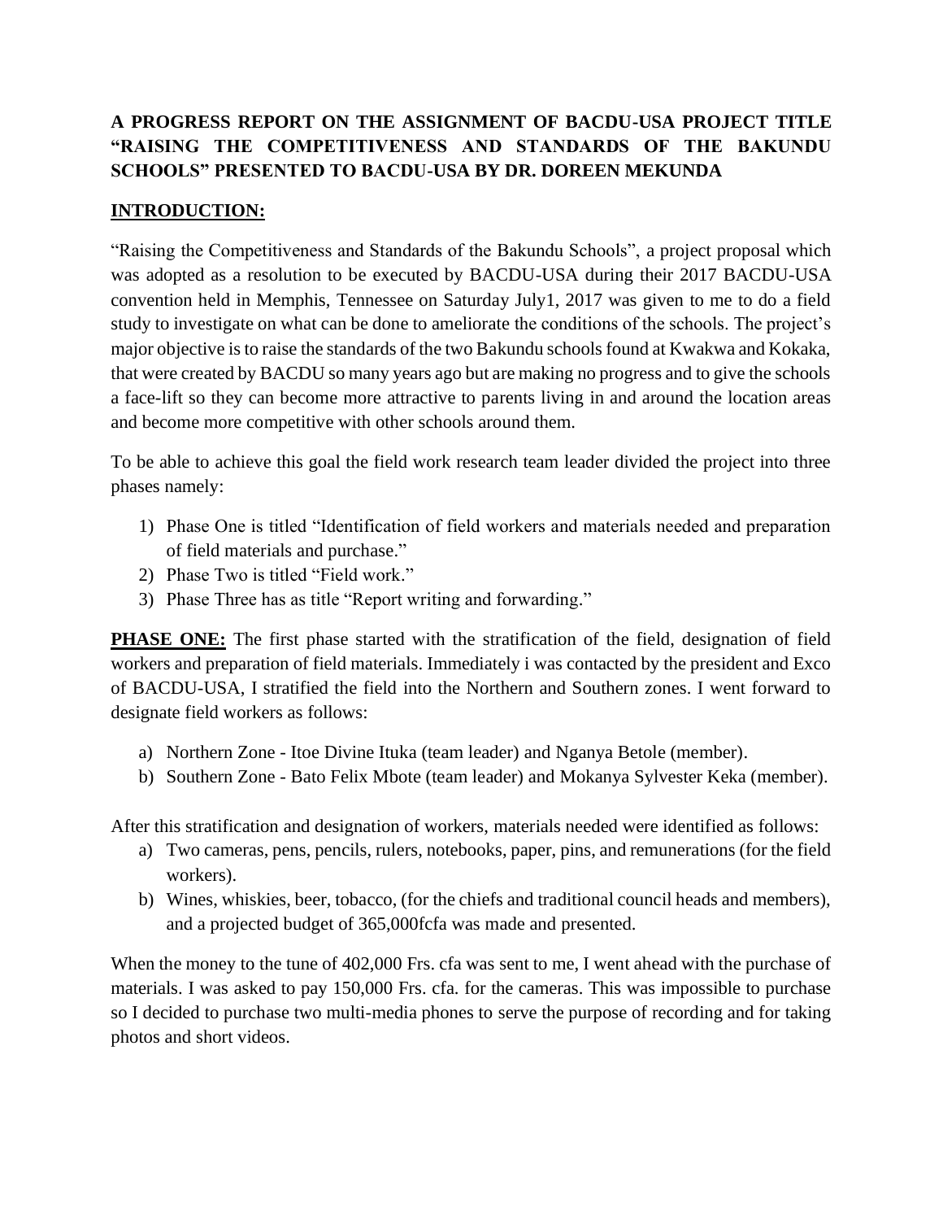**A PROGRESS REPORT ON THE ASSIGNMENT OF BACDU-USA PROJECT TITLE "RAISING THE COMPETITIVENESS AND STANDARDS OF THE BAKUNDU SCHOOLS" PRESENTED TO BACDU-USA BY DR. DOREEN MEKUNDA**

**INTRODUCTION:**

"Raising the Competitiveness and Standards of the Bakundu Schools", a project proposal which was adopted as a resolution to be executed by BACDU-USA during their 2017 BACDU-USA convention held in Memphis, Tennessee on Saturday July1, 2017 was given to me to do a field study to investigate on what can be done to ameliorate the conditions of the schools. The project's major objective is to raise the standards of the two Bakundu schools found at Kwakwa and Kokaka, that were created by BACDU so many years ago but are making no progress and to give the schools a face-lift so they can become more attractive to parents living in and around the location areas and become more competitive with other schools around them.

To be able to achieve this goal the field work research team leader divided the project into three phases namely:

1) Phase One is titled "Identification of field workers and materials needed and preparation of field materials and purchase."
2) Phase Two is titled "Field work."
3) Phase Three has as title "Report writing and forwarding."

**PHASE ONE:** The first phase started with the stratification of the field, designation of field workers and preparation of field materials. Immediately i was contacted by the president and Exco of BACDU-USA, I stratified the field into the Northern and Southern zones. I went forward to designate field workers as follows:

a) Northern Zone - Itoe Divine Ituka (team leader) and Nganya Betole (member).
b) Southern Zone - Bato Felix Mbote (team leader) and Mokanya Sylvester Keka (member).

After this stratification and designation of workers, materials needed were identified as follows:

a) Two cameras, pens, pencils, rulers, notebooks, paper, pins, and remunerations (for the field workers).
b) Wines, whiskies, beer, tobacco, (for the chiefs and traditional council heads and members), and a projected budget of 365,000fcfa was made and presented.

When the money to the tune of 402,000 Frs. cfa was sent to me, I went ahead with the purchase of materials. I was asked to pay 150,000 Frs. cfa. for the cameras. This was impossible to purchase so I decided to purchase two multi-media phones to serve the purpose of recording and for taking photos and short videos.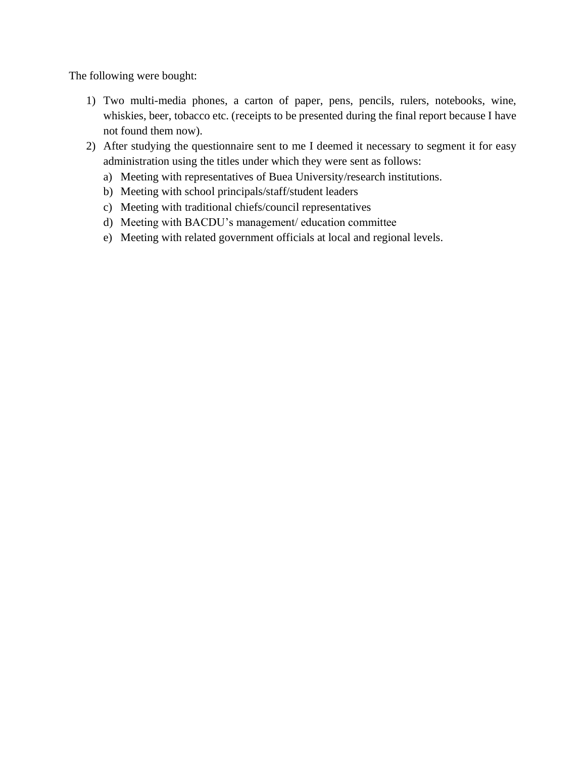The following were bought:

1) Two multi-media phones, a carton of paper, pens, pencils, rulers, notebooks, wine, whiskies, beer, tobacco etc. (receipts to be presented during the final report because I have not found them now).
2) After studying the questionnaire sent to me I deemed it necessary to segment it for easy administration using the titles under which they were sent as follows:
    a) Meeting with representatives of Buea University/research institutions.
    b) Meeting with school principals/staff/student leaders
    c) Meeting with traditional chiefs/council representatives
    d) Meeting with BACDU's management/ education committee
    e) Meeting with related government officials at local and regional levels.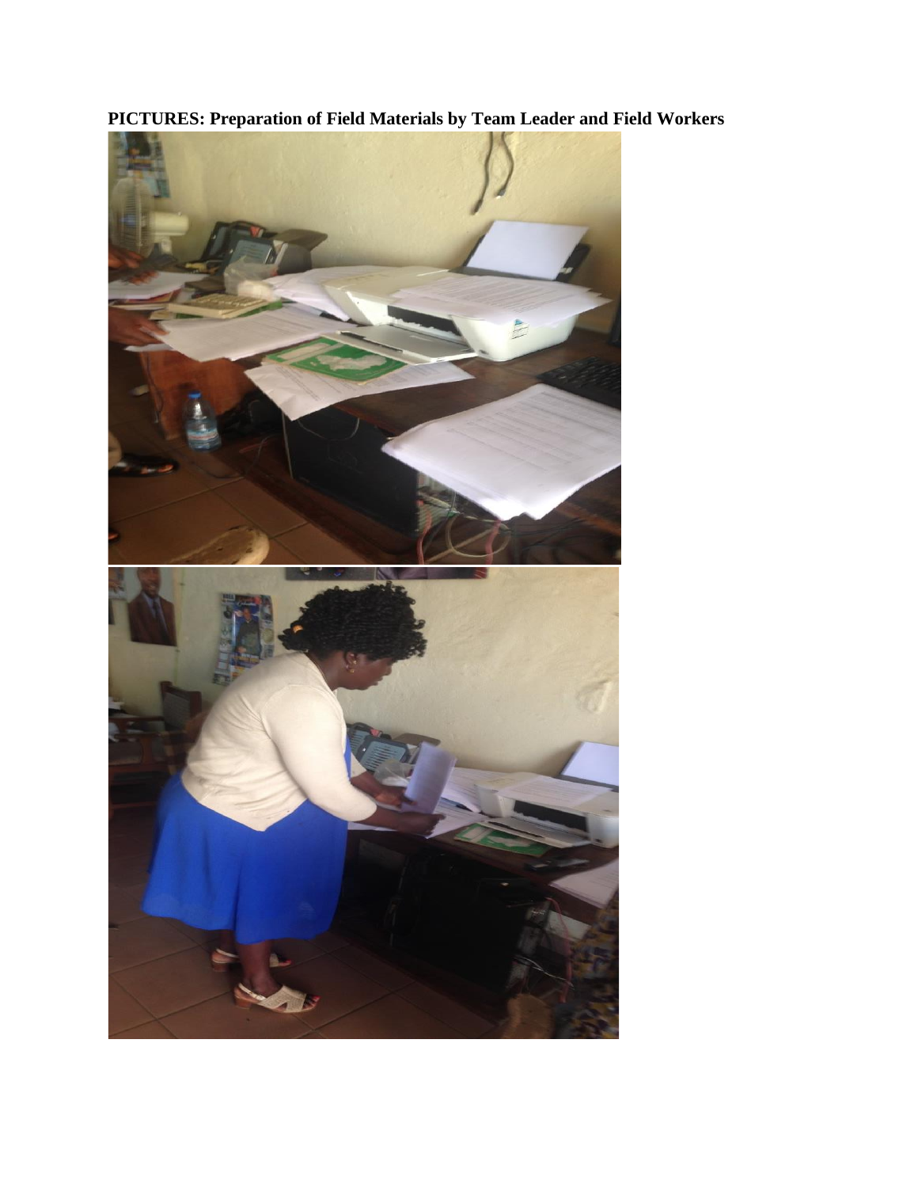**PICTURES: Preparation of Field Materials by Team Leader and Field Workers**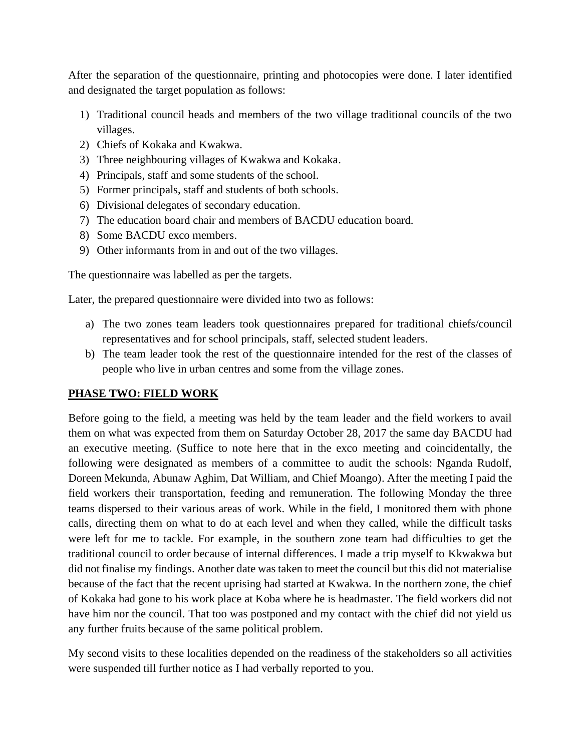After the separation of the questionnaire, printing and photocopies were done. I later identified and designated the target population as follows:

1) Traditional council heads and members of the two village traditional councils of the two villages.
2) Chiefs of Kokaka and Kwakwa.
3) Three neighbouring villages of Kwakwa and Kokaka.
4) Principals, staff and some students of the school.
5) Former principals, staff and students of both schools.
6) Divisional delegates of secondary education.
7) The education board chair and members of BACDU education board.
8) Some BACDU exco members.
9) Other informants from in and out of the two villages.

The questionnaire was labelled as per the targets.

Later, the prepared questionnaire were divided into two as follows:

a) The two zones team leaders took questionnaires prepared for traditional chiefs/council representatives and for school principals, staff, selected student leaders.
b) The team leader took the rest of the questionnaire intended for the rest of the classes of people who live in urban centres and some from the village zones.

## **PHASE TWO: FIELD WORK**

Before going to the field, a meeting was held by the team leader and the field workers to avail them on what was expected from them on Saturday October 28, 2017 the same day BACDU had an executive meeting. (Suffice to note here that in the exco meeting and coincidentally, the following were designated as members of a committee to audit the schools: Nganda Rudolf, Doreen Mekunda, Abunaw Aghim, Dat William, and Chief Moango). After the meeting I paid the field workers their transportation, feeding and remuneration. The following Monday the three teams dispersed to their various areas of work. While in the field, I monitored them with phone calls, directing them on what to do at each level and when they called, while the difficult tasks were left for me to tackle. For example, in the southern zone team had difficulties to get the traditional council to order because of internal differences. I made a trip myself to Kkwakwa but did not finalise my findings. Another date was taken to meet the council but this did not materialise because of the fact that the recent uprising had started at Kwakwa. In the northern zone, the chief of Kokaka had gone to his work place at Koba where he is headmaster. The field workers did not have him nor the council. That too was postponed and my contact with the chief did not yield us any further fruits because of the same political problem.

My second visits to these localities depended on the readiness of the stakeholders so all activities were suspended till further notice as I had verbally reported to you.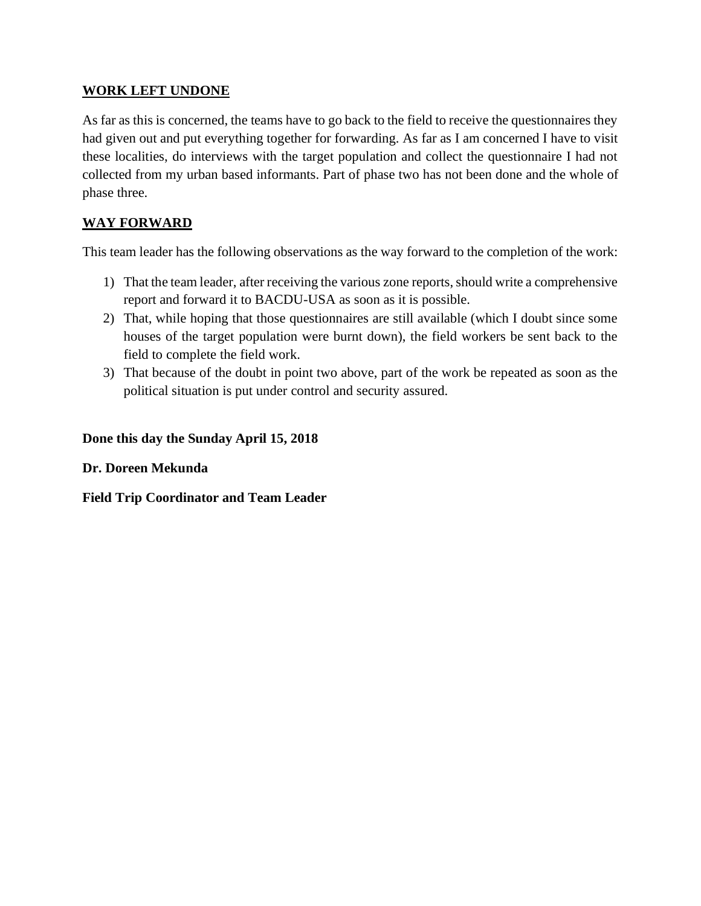## WORK LEFT UNDONE

As far as this is concerned, the teams have to go back to the field to receive the questionnaires they had given out and put everything together for forwarding. As far as I am concerned I have to visit these localities, do interviews with the target population and collect the questionnaire I had not collected from my urban based informants. Part of phase two has not been done and the whole of phase three.

## WAY FORWARD

This team leader has the following observations as the way forward to the completion of the work:

1) That the team leader, after receiving the various zone reports, should write a comprehensive report and forward it to BACDU-USA as soon as it is possible.
2) That, while hoping that those questionnaires are still available (which I doubt since some houses of the target population were burnt down), the field workers be sent back to the field to complete the field work.
3) That because of the doubt in point two above, part of the work be repeated as soon as the political situation is put under control and security assured.

**Done this day the Sunday April 15, 2018**

**Dr. Doreen Mekunda**

**Field Trip Coordinator and Team Leader**